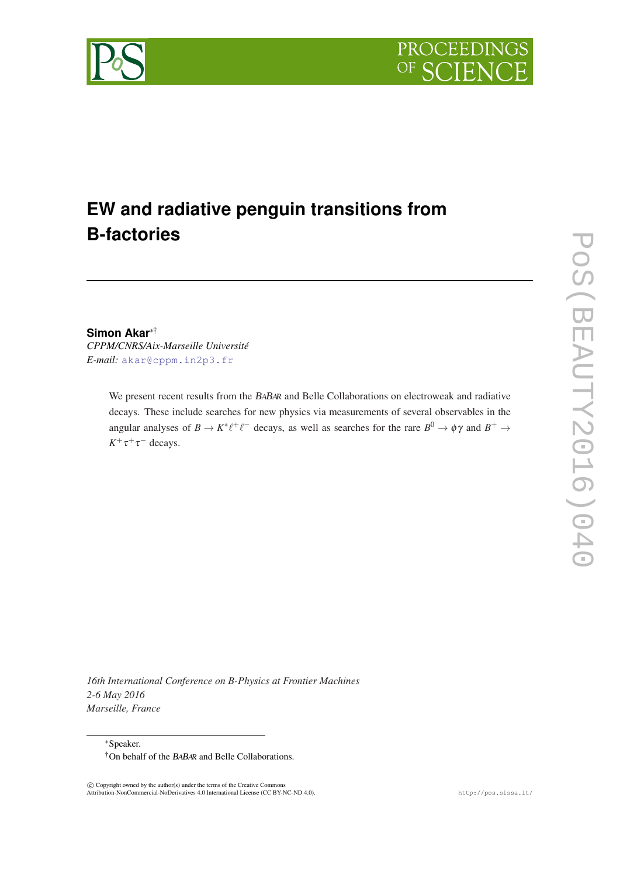# EW and radiative penguin transitions from B-factories

**Simon Akar**[*,†]

*CPPM/CNRS/Aix-Marseille Université*

*E-mail:* akar@cppm.in2p3.fr

We present recent results from the BABAR and Belle Collaborations on electroweak and radiative decays. These include searches for new physics via measurements of several observables in the angular analyses of $B \to K^* \ell^+ \ell^-$ decays, as well as searches for the rare $B^0 \to \phi\gamma$ and $B^+ \to K^+ \tau^+ \tau^-$ decays.

*16th International Conference on B-Physics at Frontier Machines*
*2-6 May 2016*
*Marseille, France*

[*] Speaker.

[†] On behalf of the BABAR and Belle Collaborations.

© Copyright owned by the author(s) under the terms of the Creative Commons Attribution-NonCommercial-NoDerivatives 4.0 International License (CC BY-NC-ND 4.0).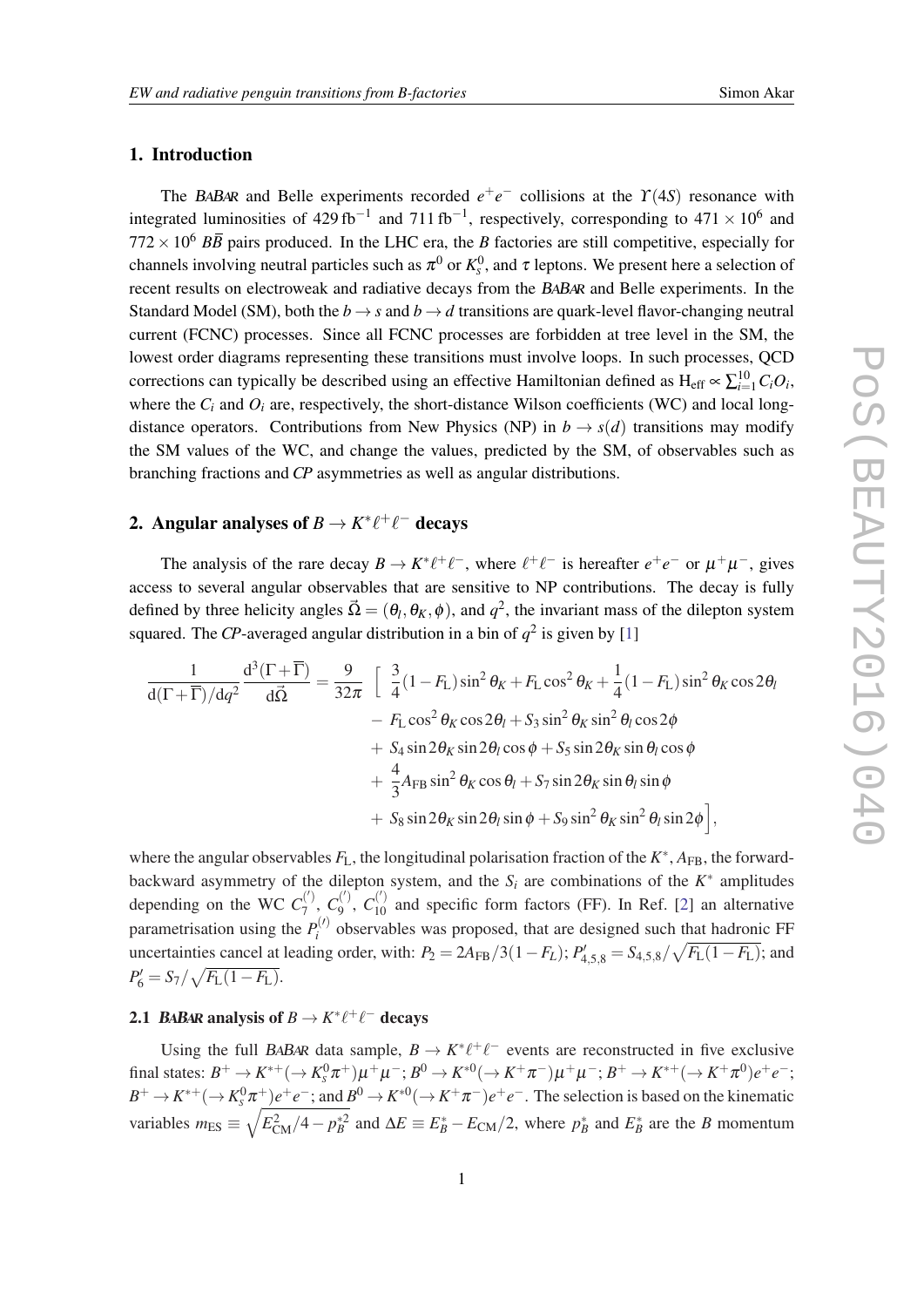## 1. Introduction

The *BABAR* and Belle experiments recorded $e^+e^-$ collisions at the $\Upsilon(4S)$ resonance with integrated luminosities of $429\,\mathrm{fb}^{-1}$ and $711\,\mathrm{fb}^{-1}$, respectively, corresponding to $471\times10^6$ and $772\times10^6$ $B\overline{B}$ pairs produced. In the LHC era, the $B$ factories are still competitive, especially for channels involving neutral particles such as $\pi^0$ or $K_s^0$, and $\tau$ leptons. We present here a selection of recent results on electroweak and radiative decays from the *BABAR* and Belle experiments. In the Standard Model (SM), both the $b\to s$ and $b\to d$ transitions are quark-level flavor-changing neutral current (FCNC) processes. Since all FCNC processes are forbidden at tree level in the SM, the lowest order diagrams representing these transitions must involve loops. In such processes, QCD corrections can typically be described using an effective Hamiltonian defined as $\mathrm{H_{eff}} \propto \sum_{i=1}^{10} C_i O_i$, where the $C_i$ and $O_i$ are, respectively, the short-distance Wilson coefficients (WC) and local long-distance operators. Contributions from New Physics (NP) in $b\to s(d)$ transitions may modify the SM values of the WC, and change the values, predicted by the SM, of observables such as branching fractions and *CP* asymmetries as well as angular distributions.

## 2. Angular analyses of $B\to K^*\ell^+\ell^-$ decays

The analysis of the rare decay $B\to K^*\ell^+\ell^-$, where $\ell^+\ell^-$ is hereafter $e^+e^-$ or $\mu^+\mu^-$, gives access to several angular observables that are sensitive to NP contributions. The decay is fully defined by three helicity angles $\vec{\Omega} = (\theta_l, \theta_K, \phi)$, and $q^2$, the invariant mass of the dilepton system squared. The *CP*-averaged angular distribution in a bin of $q^2$ is given by [1]

$$
\begin{aligned}
\frac{1}{\mathrm{d}(\Gamma+\overline{\Gamma})/\mathrm{d}q^2}\frac{\mathrm{d}^3(\Gamma+\overline{\Gamma})}{\mathrm{d}\vec{\Omega}} = \frac{9}{32\pi} \Big[ & \frac{3}{4}(1-F_{\mathrm{L}})\sin^2\theta_K + F_{\mathrm{L}}\cos^2\theta_K + \frac{1}{4}(1-F_{\mathrm{L}})\sin^2\theta_K\cos 2\theta_l \\
& - F_{\mathrm{L}}\cos^2\theta_K\cos 2\theta_l + S_3\sin^2\theta_K\sin^2\theta_l\cos 2\phi \\
& + S_4\sin 2\theta_K\sin 2\theta_l\cos\phi + S_5\sin 2\theta_K\sin\theta_l\cos\phi \\
& + \frac{4}{3}A_{\mathrm{FB}}\sin^2\theta_K\cos\theta_l + S_7\sin 2\theta_K\sin\theta_l\sin\phi \\
& + S_8\sin 2\theta_K\sin 2\theta_l\sin\phi + S_9\sin^2\theta_K\sin^2\theta_l\sin 2\phi \Big],
\end{aligned}
$$

where the angular observables $F_{\mathrm{L}}$, the longitudinal polarisation fraction of the $K^*$, $A_{\mathrm{FB}}$, the forward-backward asymmetry of the dilepton system, and the $S_i$ are combinations of the $K^*$ amplitudes depending on the WC $C_7^{(\prime)}$, $C_9^{(\prime)}$, $C_{10}^{(\prime)}$ and specific form factors (FF). In Ref. [2] an alternative parametrisation using the $P_i^{(\prime)}$ observables was proposed, that are designed such that hadronic FF uncertainties cancel at leading order, with: $P_2 = 2A_{\mathrm{FB}}/3(1-F_L)$; $P'_{4,5,8} = S_{4,5,8}/\sqrt{F_{\mathrm{L}}(1-F_{\mathrm{L}})}$; and $P'_6 = S_7/\sqrt{F_{\mathrm{L}}(1-F_{\mathrm{L}})}$.

### 2.1 *BABAR* analysis of $B\to K^*\ell^+\ell^-$ decays

Using the full *BABAR* data sample, $B\to K^*\ell^+\ell^-$ events are reconstructed in five exclusive final states: $B^+\to K^{*+}(\to K_s^0\pi^+)\mu^+\mu^-$; $B^0\to K^{*0}(\to K^+\pi^-)\mu^+\mu^-$; $B^+\to K^{*+}(\to K^+\pi^0)e^+e^-$; $B^+\to K^{*+}(\to K_s^0\pi^+)e^+e^-$; and $B^0\to K^{*0}(\to K^+\pi^-)e^+e^-$. The selection is based on the kinematic variables $m_{\mathrm{ES}} \equiv \sqrt{E_{\mathrm{CM}}^2/4 - p_B^{*2}}$ and $\Delta E \equiv E_B^* - E_{\mathrm{CM}}/2$, where $p_B^*$ and $E_B^*$ are the $B$ momentum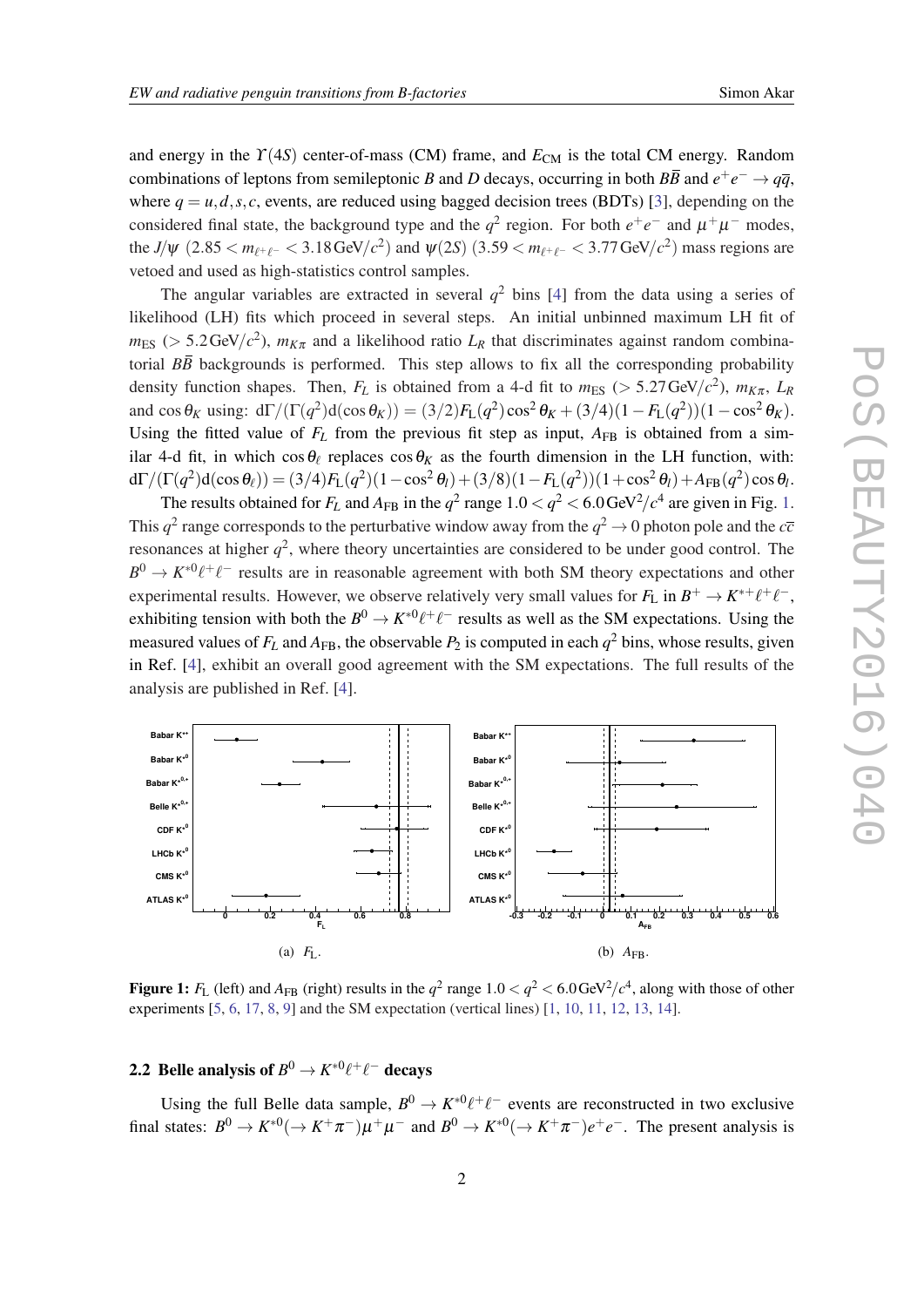and energy in the $\Upsilon(4S)$ center-of-mass (CM) frame, and $E_{\mathrm{CM}}$ is the total CM energy. Random combinations of leptons from semileptonic $B$ and $D$ decays, occurring in both $B\overline{B}$ and $e^+e^- \to q\overline{q}$, where $q = u,d,s,c$, events, are reduced using bagged decision trees (BDTs) [3], depending on the considered final state, the background type and the $q^2$ region. For both $e^+e^-$ and $\mu^+\mu^-$ modes, the $J/\psi$ $(2.85 < m_{\ell^+\ell^-} < 3.18\,\mathrm{GeV}/c^2)$ and $\psi(2S)$ $(3.59 < m_{\ell^+\ell^-} < 3.77\,\mathrm{GeV}/c^2)$ mass regions are vetoed and used as high-statistics control samples.

The angular variables are extracted in several $q^2$ bins [4] from the data using a series of likelihood (LH) fits which proceed in several steps. An initial unbinned maximum LH fit of $m_{\mathrm{ES}}$ ($> 5.2\,\mathrm{GeV}/c^2$), $m_{K\pi}$ and a likelihood ratio $L_R$ that discriminates against random combinatorial $B\overline{B}$ backgrounds is performed. This step allows to fix all the corresponding probability density function shapes. Then, $F_L$ is obtained from a 4-d fit to $m_{\mathrm{ES}}$ ($> 5.27\,\mathrm{GeV}/c^2$), $m_{K\pi}$, $L_R$ and $\cos\theta_K$ using: $\mathrm{d}\Gamma/(\Gamma(q^2)\mathrm{d}(\cos\theta_K)) = (3/2)F_{\mathrm{L}}(q^2)\cos^2\theta_K + (3/4)(1-F_{\mathrm{L}}(q^2))(1-\cos^2\theta_K)$. Using the fitted value of $F_L$ from the previous fit step as input, $A_{\mathrm{FB}}$ is obtained from a similar 4-d fit, in which $\cos\theta_\ell$ replaces $\cos\theta_K$ as the fourth dimension in the LH function, with: $\mathrm{d}\Gamma/(\Gamma(q^2)\mathrm{d}(\cos\theta_\ell)) = (3/4)F_{\mathrm{L}}(q^2)(1-\cos^2\theta_l) + (3/8)(1-F_{\mathrm{L}}(q^2))(1+\cos^2\theta_l) + A_{\mathrm{FB}}(q^2)\cos\theta_l$.

The results obtained for $F_L$ and $A_{\mathrm{FB}}$ in the $q^2$ range $1.0 < q^2 < 6.0\,\mathrm{GeV}^2/c^4$ are given in Fig. 1. This $q^2$ range corresponds to the perturbative window away from the $q^2 \to 0$ photon pole and the $c\overline{c}$ resonances at higher $q^2$, where theory uncertainties are considered to be under good control. The $B^0 \to K^{*0}\ell^+\ell^-$ results are in reasonable agreement with both SM theory expectations and other experimental results. However, we observe relatively very small values for $F_{\mathrm{L}}$ in $B^+ \to K^{*+}\ell^+\ell^-$, exhibiting tension with both the $B^0 \to K^{*0}\ell^+\ell^-$ results as well as the SM expectations. Using the measured values of $F_L$ and $A_{\mathrm{FB}}$, the observable $P_2$ is computed in each $q^2$ bins, whose results, given in Ref. [4], exhibit an overall good agreement with the SM expectations. The full results of the analysis are published in Ref. [4].

(a) $F_{\mathrm{L}}$. (b) $A_{\mathrm{FB}}$.

**Figure 1:** $F_{\mathrm{L}}$ (left) and $A_{\mathrm{FB}}$ (right) results in the $q^2$ range $1.0 < q^2 < 6.0\,\mathrm{GeV}^2/c^4$, along with those of other experiments [5, 6, 17, 8, 9] and the SM expectation (vertical lines) [1, 10, 11, 12, 13, 14].

## 2.2 Belle analysis of $B^0 \to K^{*0}\ell^+\ell^-$ decays

Using the full Belle data sample, $B^0 \to K^{*0}\ell^+\ell^-$ events are reconstructed in two exclusive final states: $B^0 \to K^{*0}(\to K^+\pi^-)\mu^+\mu^-$ and $B^0 \to K^{*0}(\to K^+\pi^-)e^+e^-$. The present analysis is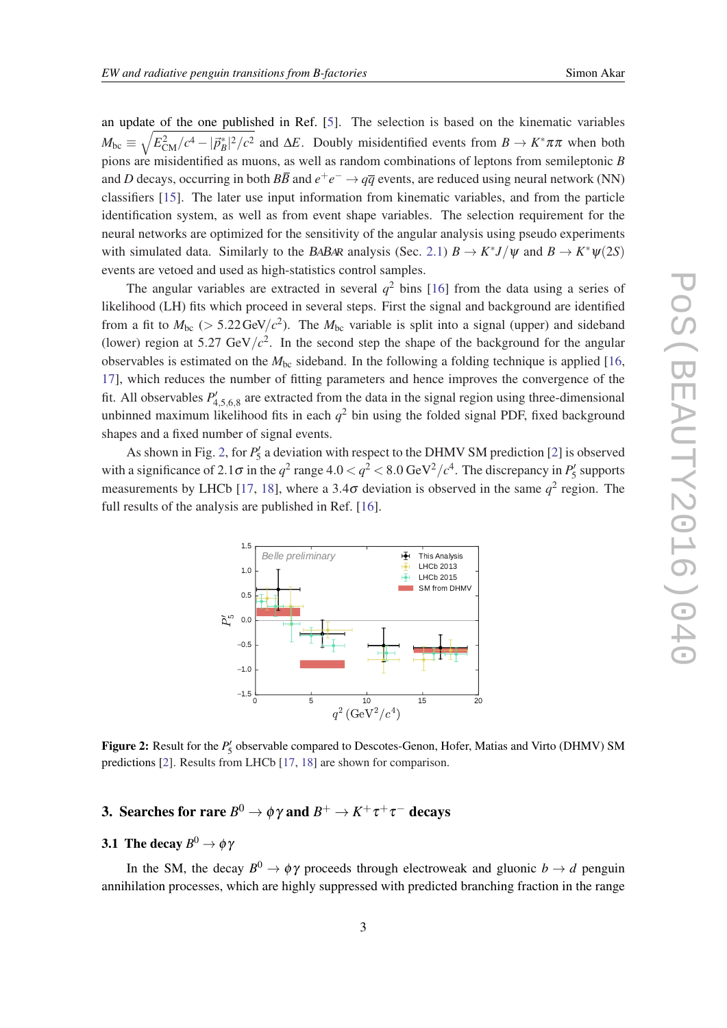an update of the one published in Ref. [5]. The selection is based on the kinematic variables $M_{\rm bc} \equiv \sqrt{E^2_{\rm CM}/c^4 - |\vec{p}^{\,*}_B|^2/c^2}$ and $\Delta E$. Doubly misidentified events from $B \to K^*\pi\pi$ when both pions are misidentified as muons, as well as random combinations of leptons from semileptonic $B$ and $D$ decays, occurring in both $B\bar{B}$ and $e^+e^- \to q\bar{q}$ events, are reduced using neural network (NN) classifiers [15]. The later use input information from kinematic variables, and from the particle identification system, as well as from event shape variables. The selection requirement for the neural networks are optimized for the sensitivity of the angular analysis using pseudo experiments with simulated data. Similarly to the BABAR analysis (Sec. 2.1) $B \to K^*J/\psi$ and $B \to K^*\psi(2S)$ events are vetoed and used as high-statistics control samples.

The angular variables are extracted in several $q^2$ bins [16] from the data using a series of likelihood (LH) fits which proceed in several steps. First the signal and background are identified from a fit to $M_{\rm bc}$ ($> 5.22\,{\rm GeV}/c^2$). The $M_{\rm bc}$ variable is split into a signal (upper) and sideband (lower) region at 5.27 GeV$/c^2$. In the second step the shape of the background for the angular observables is estimated on the $M_{\rm bc}$ sideband. In the following a folding technique is applied [16, 17], which reduces the number of fitting parameters and hence improves the convergence of the fit. All observables $P'_{4,5,6,8}$ are extracted from the data in the signal region using three-dimensional unbinned maximum likelihood fits in each $q^2$ bin using the folded signal PDF, fixed background shapes and a fixed number of signal events.

As shown in Fig. 2, for $P'_5$ a deviation with respect to the DHMV SM prediction [2] is observed with a significance of $2.1\sigma$ in the $q^2$ range $4.0 < q^2 < 8.0\,{\rm GeV}^2/c^4$. The discrepancy in $P'_5$ supports measurements by LHCb [17, 18], where a $3.4\sigma$ deviation is observed in the same $q^2$ region. The full results of the analysis are published in Ref. [16].

**Figure 2:** Result for the $P'_5$ observable compared to Descotes-Genon, Hofer, Matias and Virto (DHMV) SM predictions [2]. Results from LHCb [17, 18] are shown for comparison.

## 3. Searches for rare $B^0 \to \phi\gamma$ and $B^+ \to K^+\tau^+\tau^-$ decays

### 3.1 The decay $B^0 \to \phi\gamma$

In the SM, the decay $B^0 \to \phi\gamma$ proceeds through electroweak and gluonic $b \to d$ penguin annihilation processes, which are highly suppressed with predicted branching fraction in the range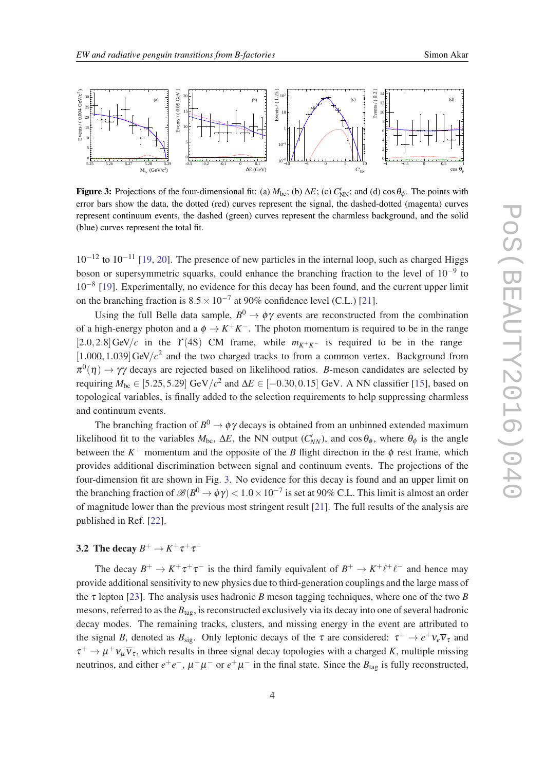**Figure 3:** Projections of the four-dimensional fit: (a) $M_{\rm bc}$; (b) $\Delta E$; (c) $C'_{\rm NN}$; and (d) $\cos\theta_\phi$. The points with error bars show the data, the dotted (red) curves represent the signal, the dashed-dotted (magenta) curves represent continuum events, the dashed (green) curves represent the charmless background, and the solid (blue) curves represent the total fit.

$10^{-12}$ to $10^{-11}$ [19, 20]. The presence of new particles in the internal loop, such as charged Higgs boson or supersymmetric squarks, could enhance the branching fraction to the level of $10^{-9}$ to $10^{-8}$ [19]. Experimentally, no evidence for this decay has been found, and the current upper limit on the branching fraction is $8.5\times10^{-7}$ at 90% confidence level (C.L.) [21].

Using the full Belle data sample, $B^0\to\phi\gamma$ events are reconstructed from the combination of a high-energy photon and a $\phi\to K^+K^-$. The photon momentum is required to be in the range $[2.0, 2.8]\,\mathrm{GeV}/c$ in the $\Upsilon(4\mathrm{S})$ CM frame, while $m_{K^+K^-}$ is required to be in the range $[1.000, 1.039]\,\mathrm{GeV}/c^2$ and the two charged tracks to from a common vertex. Background from $\pi^0(\eta)\to\gamma\gamma$ decays are rejected based on likelihood ratios. $B$-meson candidates are selected by requiring $M_{\rm bc}\in[5.25, 5.29]$ GeV/$c^2$ and $\Delta E\in[-0.30, 0.15]$ GeV. A NN classifier [15], based on topological variables, is finally added to the selection requirements to help suppressing charmless and continuum events.

The branching fraction of $B^0\to\phi\gamma$ decays is obtained from an unbinned extended maximum likelihood fit to the variables $M_{\rm bc}$, $\Delta E$, the NN output ($C'_{NN}$), and $\cos\theta_\phi$, where $\theta_\phi$ is the angle between the $K^+$ momentum and the opposite of the $B$ flight direction in the $\phi$ rest frame, which provides additional discrimination between signal and continuum events. The projections of the four-dimension fit are shown in Fig. 3. No evidence for this decay is found and an upper limit on the branching fraction of $\mathscr{B}(B^0\to\phi\gamma)<1.0\times10^{-7}$ is set at 90% C.L. This limit is almost an order of magnitude lower than the previous most stringent result [21]. The full results of the analysis are published in Ref. [22].

### 3.2 The decay $B^+\to K^+\tau^+\tau^-$

The decay $B^+\to K^+\tau^+\tau^-$ is the third family equivalent of $B^+\to K^+\ell^+\ell^-$ and hence may provide additional sensitivity to new physics due to third-generation couplings and the large mass of the $\tau$ lepton [23]. The analysis uses hadronic $B$ meson tagging techniques, where one of the two $B$ mesons, referred to as the $B_{\rm tag}$, is reconstructed exclusively via its decay into one of several hadronic decay modes. The remaining tracks, clusters, and missing energy in the event are attributed to the signal $B$, denoted as $B_{\rm sig}$. Only leptonic decays of the $\tau$ are considered: $\tau^+\to e^+\nu_e\overline{\nu}_\tau$ and $\tau^+\to\mu^+\nu_\mu\overline{\nu}_\tau$, which results in three signal decay topologies with a charged $K$, multiple missing neutrinos, and either $e^+e^-$, $\mu^+\mu^-$ or $e^+\mu^-$ in the final state. Since the $B_{\rm tag}$ is fully reconstructed,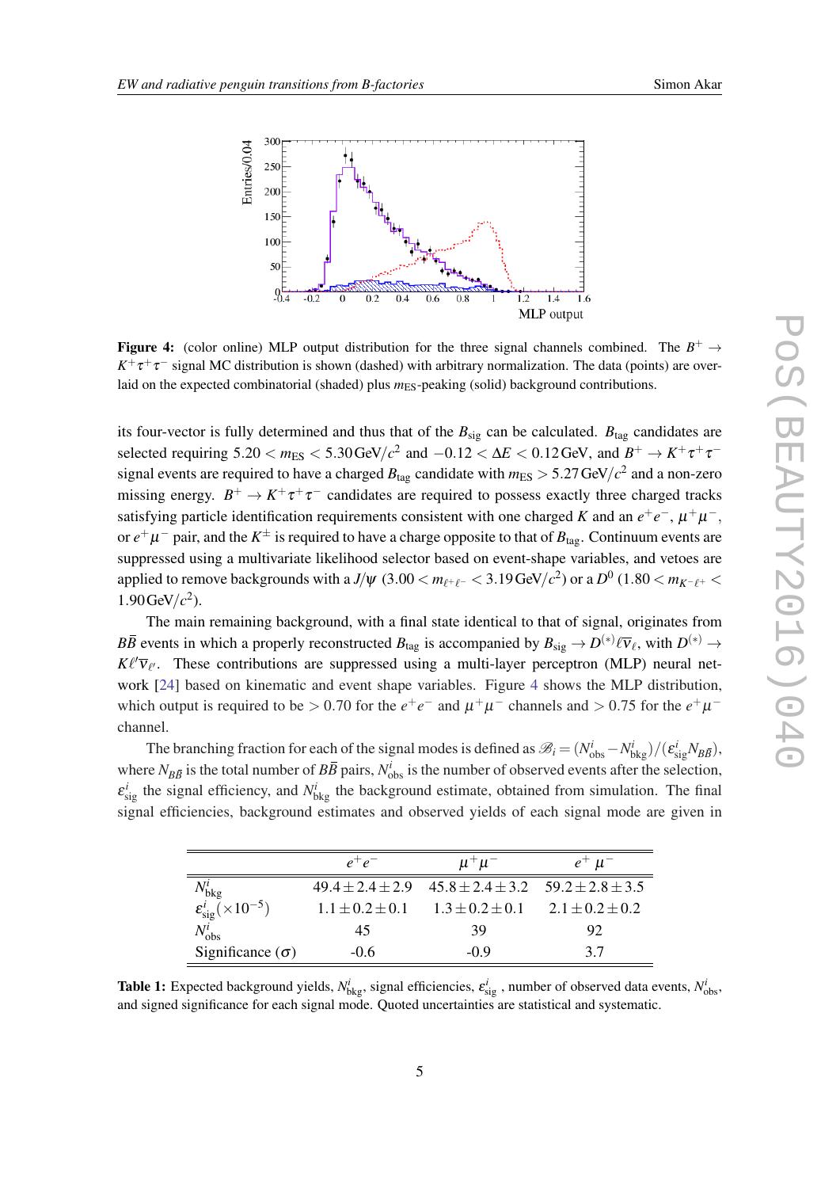**Figure 4:** (color online) MLP output distribution for the three signal channels combined. The $B^+ \to K^+\tau^+\tau^-$ signal MC distribution is shown (dashed) with arbitrary normalization. The data (points) are overlaid on the expected combinatorial (shaded) plus $m_{\rm ES}$-peaking (solid) background contributions.

its four-vector is fully determined and thus that of the $B_{\rm sig}$ can be calculated. $B_{\rm tag}$ candidates are selected requiring $5.20 < m_{\rm ES} < 5.30\,{\rm GeV}/c^2$ and $-0.12 < \Delta E < 0.12\,{\rm GeV}$, and $B^+ \to K^+\tau^+\tau^-$ signal events are required to have a charged $B_{\rm tag}$ candidate with $m_{\rm ES} > 5.27\,{\rm GeV}/c^2$ and a non-zero missing energy. $B^+ \to K^+\tau^+\tau^-$ candidates are required to possess exactly three charged tracks satisfying particle identification requirements consistent with one charged $K$ and an $e^+e^-$, $\mu^+\mu^-$, or $e^+\mu^-$ pair, and the $K^\pm$ is required to have a charge opposite to that of $B_{\rm tag}$. Continuum events are suppressed using a multivariate likelihood selector based on event-shape variables, and vetoes are applied to remove backgrounds with a $J/\psi$ ($3.00 < m_{\ell^+\ell^-} < 3.19\,{\rm GeV}/c^2$) or a $D^0$ ($1.80 < m_{K^-\ell^+} < 1.90\,{\rm GeV}/c^2$).

The main remaining background, with a final state identical to that of signal, originates from $B\bar{B}$ events in which a properly reconstructed $B_{\rm tag}$ is accompanied by $B_{\rm sig} \to D^{(*)}\ell\bar{\nu}_\ell$, with $D^{(*)} \to K\ell'\bar{\nu}_{\ell'}$. These contributions are suppressed using a multi-layer perceptron (MLP) neural network [24] based on kinematic and event shape variables. Figure 4 shows the MLP distribution, which output is required to be $> 0.70$ for the $e^+e^-$ and $\mu^+\mu^-$ channels and $> 0.75$ for the $e^+\mu^-$ channel.

The branching fraction for each of the signal modes is defined as $\mathscr{B}_i = (N^i_{\rm obs} - N^i_{\rm bkg})/(\varepsilon^i_{\rm sig} N_{B\bar{B}})$, where $N_{B\bar{B}}$ is the total number of $B\bar{B}$ pairs, $N^i_{\rm obs}$ is the number of observed events after the selection, $\varepsilon^i_{\rm sig}$ the signal efficiency, and $N^i_{\rm bkg}$ the background estimate, obtained from simulation. The final signal efficiencies, background estimates and observed yields of each signal mode are given in

| | $e^+e^-$ | $\mu^+\mu^-$ | $e^+\,\mu^-$ |
|---|---|---|---|
| $N^i_{\rm bkg}$ | $49.4 \pm 2.4 \pm 2.9$ | $45.8 \pm 2.4 \pm 3.2$ | $59.2 \pm 2.8 \pm 3.5$ |
| $\varepsilon^i_{\rm sig}(\times 10^{-5})$ | $1.1 \pm 0.2 \pm 0.1$ | $1.3 \pm 0.2 \pm 0.1$ | $2.1 \pm 0.2 \pm 0.2$ |
| $N^i_{\rm obs}$ | 45 | 39 | 92 |
| Significance ($\sigma$) | -0.6 | -0.9 | 3.7 |

**Table 1:** Expected background yields, $N^i_{\rm bkg}$, signal efficiencies, $\varepsilon^i_{\rm sig}$ , number of observed data events, $N^i_{\rm obs}$, and signed significance for each signal mode. Quoted uncertainties are statistical and systematic.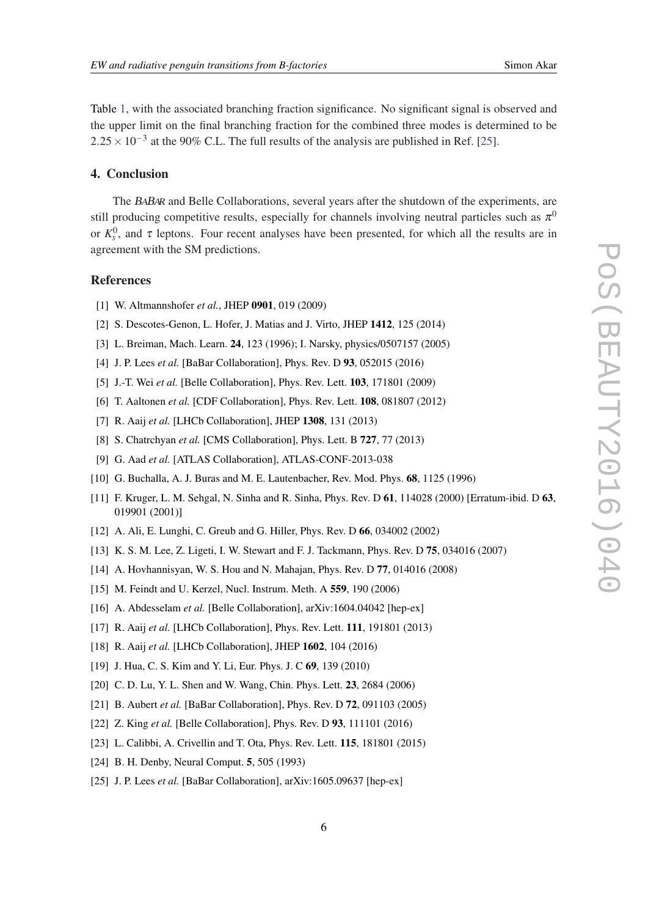Table 1, with the associated branching fraction significance. No significant signal is observed and the upper limit on the final branching fraction for the combined three modes is determined to be $2.25 \times 10^{-3}$ at the 90% C.L. The full results of the analysis are published in Ref. [25].

## 4. Conclusion

The *BABAR* and Belle Collaborations, several years after the shutdown of the experiments, are still producing competitive results, especially for channels involving neutral particles such as $\pi^0$ or $K_s^0$, and $\tau$ leptons. Four recent analyses have been presented, for which all the results are in agreement with the SM predictions.

## References

[1] W. Altmannshofer *et al.*, JHEP **0901**, 019 (2009)

[2] S. Descotes-Genon, L. Hofer, J. Matias and J. Virto, JHEP **1412**, 125 (2014)

[3] L. Breiman, Mach. Learn. **24**, 123 (1996); I. Narsky, physics/0507157 (2005)

[4] J. P. Lees *et al.* [BaBar Collaboration], Phys. Rev. D **93**, 052015 (2016)

[5] J.-T. Wei *et al.* [Belle Collaboration], Phys. Rev. Lett. **103**, 171801 (2009)

[6] T. Aaltonen *et al.* [CDF Collaboration], Phys. Rev. Lett. **108**, 081807 (2012)

[7] R. Aaij *et al.* [LHCb Collaboration], JHEP **1308**, 131 (2013)

[8] S. Chatrchyan *et al.* [CMS Collaboration], Phys. Lett. B **727**, 77 (2013)

[9] G. Aad *et al.* [ATLAS Collaboration], ATLAS-CONF-2013-038

[10] G. Buchalla, A. J. Buras and M. E. Lautenbacher, Rev. Mod. Phys. **68**, 1125 (1996)

[11] F. Kruger, L. M. Sehgal, N. Sinha and R. Sinha, Phys. Rev. D **61**, 114028 (2000) [Erratum-ibid. D **63**, 019901 (2001)]

[12] A. Ali, E. Lunghi, C. Greub and G. Hiller, Phys. Rev. D **66**, 034002 (2002)

[13] K. S. M. Lee, Z. Ligeti, I. W. Stewart and F. J. Tackmann, Phys. Rev. D **75**, 034016 (2007)

[14] A. Hovhannisyan, W. S. Hou and N. Mahajan, Phys. Rev. D **77**, 014016 (2008)

[15] M. Feindt and U. Kerzel, Nucl. Instrum. Meth. A **559**, 190 (2006)

[16] A. Abdesselam *et al.* [Belle Collaboration], arXiv:1604.04042 [hep-ex]

[17] R. Aaij *et al.* [LHCb Collaboration], Phys. Rev. Lett. **111**, 191801 (2013)

[18] R. Aaij *et al.* [LHCb Collaboration], JHEP **1602**, 104 (2016)

[19] J. Hua, C. S. Kim and Y. Li, Eur. Phys. J. C **69**, 139 (2010)

[20] C. D. Lu, Y. L. Shen and W. Wang, Chin. Phys. Lett. **23**, 2684 (2006)

[21] B. Aubert *et al.* [BaBar Collaboration], Phys. Rev. D **72**, 091103 (2005)

[22] Z. King *et al.* [Belle Collaboration], Phys. Rev. D **93**, 111101 (2016)

[23] L. Calibbi, A. Crivellin and T. Ota, Phys. Rev. Lett. **115**, 181801 (2015)

[24] B. H. Denby, Neural Comput. **5**, 505 (1993)

[25] J. P. Lees *et al.* [BaBar Collaboration], arXiv:1605.09637 [hep-ex]